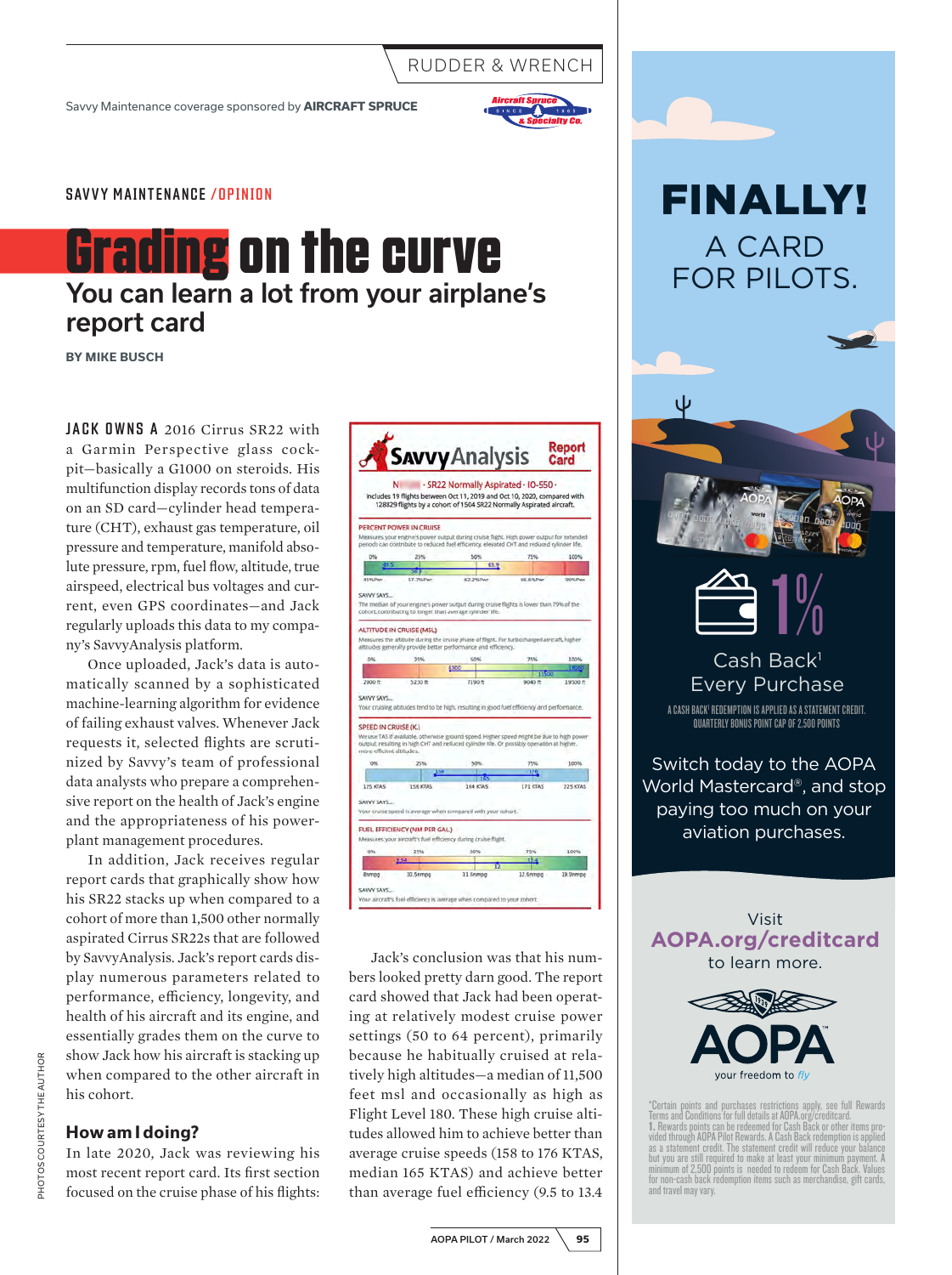RUDDER & WRENCH

Savvy Maintenance coverage sponsored by **AIRCRAFT SPRUCE**

SAVVY MAINTENANCE / OPINION

# Grading on the curve

## You can learn a lot from your airplane's report card

**BY MIKE BUSCH**

**JACK OWNS A** 2016 Cirrus SR22 with a Garmin Perspective glass cockpit—basically a G1000 on steroids. His multifunction display records tons of data on an SD card—cylinder head temperature (CHT), exhaust gas temperature, oil pressure and temperature, manifold absolute pressure, rpm, fuel flow, altitude, true airspeed, electrical bus voltages and current, even GPS coordinates—and Jack regularly uploads this data to my company's SavvyAnalysis platform.

Once uploaded, Jack's data is automatically scanned by a sophisticated machine-learning algorithm for evidence of failing exhaust valves. Whenever Jack requests it, selected flights are scrutinized by Savvy's team of professional data analysts who prepare a comprehensive report on the health of Jack's engine and the appropriateness of his powerplant management procedures.

In addition, Jack receives regular report cards that graphically show how his SR22 stacks up when compared to a cohort of more than 1,500 other normally aspirated Cirrus SR22s that are followed by SavvyAnalysis. Jack's report cards display numerous parameters related to performance, efficiency, longevity, and health of his aircraft and its engine, and essentially grades them on the curve to show Jack how his aircraft is stacking up when compared to the other aircraft in his cohort.

SavvyAnalysis Report Card

N····· · SR22 Normally Aspirated · IO-550 ·
Includes 19 flights between Oct 11, 2019 and Oct 10, 2020, compared with 128329 flights by a cohort of 1504 SR22 Normally Aspirated aircraft.

PERCENT POWER IN CRUISE
Measures your engine's power output during cruise flight. High power output for extended periods can contribute to reduced fuel efficiency, elevated CHT and reduced cylinder life.
0% 25% 50% 75% 100%
49.5 63.9 56.7
45%Pwr 57.7%Pwr 62.2%Pwr 66.6%Pwr 90%Pwr
SAVVY SAYS...
The median of your engine's power output during cruise flights is lower than 79% of the cohort, contributing to longer than average cylinder life.

ALTITUDE IN CRUISE (MSL)
Measures the altitude during the cruise phase of flight. For turbocharged aircraft, higher altitudes generally provide better performance and efficiency.
0% 25% 50% 75% 100%
5800 11500 18000
2900 ft 5230 ft 7190 ft 9040 ft 19300 ft
SAVVY SAYS...
Your cruising altitudes tend to be high, resulting in good fuel efficiency and performance.

SPEED IN CRUISE (K)
We use TAS if available, otherwise ground speed. Higher speed might be due to high power output, resulting in high CHT and reduced cylinder life. Or possibly operation at higher, more efficient altitudes.
0% 25% 50% 75% 100%
158 165 176
125 KTAS 158 KTAS 164 KTAS 171 KTAS 225 KTAS
SAVVY SAYS...
Your cruise speed is average when compared with your cohort.

FUEL EFFICIENCY (NM PER GAL)
Measures your aircraft's fuel efficiency during cruise flight.
0% 25% 50% 75% 100%
9.54 12 13.4
8nmpg 10.5nmpg 11.6nmpg 12.6nmpg 19.9nmpg
SAVVY SAYS...
Your aircraft's fuel efficiency is average when compared to your cohort.

### How am I doing?

In late 2020, Jack was reviewing his most recent report card. Its first section focused on the cruise phase of his flights:

Jack's conclusion was that his numbers looked pretty darn good. The report card showed that Jack had been operating at relatively modest cruise power settings (50 to 64 percent), primarily because he habitually cruised at relatively high altitudes—a median of 11,500 feet msl and occasionally as high as Flight Level 180. These high cruise altitudes allowed him to achieve better than average cruise speeds (158 to 176 KTAS, median 165 KTAS) and achieve better than average fuel efficiency (9.5 to 13.4

PHOTOS COURTESY THE AUTHOR

FINALLY! A CARD FOR PILOTS.

1% Cash Back[1] Every Purchase

A CASH BACK[1] REDEMPTION IS APPLIED AS A STATEMENT CREDIT. QUARTERLY BONUS POINT CAP OF 2,500 POINTS

Switch today to the AOPA World Mastercard®, and stop paying too much on your aviation purchases.

Visit **AOPA.org/creditcard** to learn more.

AOPA your freedom to fly

*Certain points and purchases restrictions apply, see full Rewards Terms and Conditions for full details at AOPA.org/creditcard.
1. Rewards points can be redeemed for Cash Back or other items provided through AOPA Pilot Rewards. A Cash Back redemption is applied as a statement credit. The statement credit will reduce your balance but you are still required to make at least your minimum payment. A minimum of 2,500 points is needed to redeem for Cash Back. Values for non-cash back redemption items such as merchandise, gift cards, and travel may vary.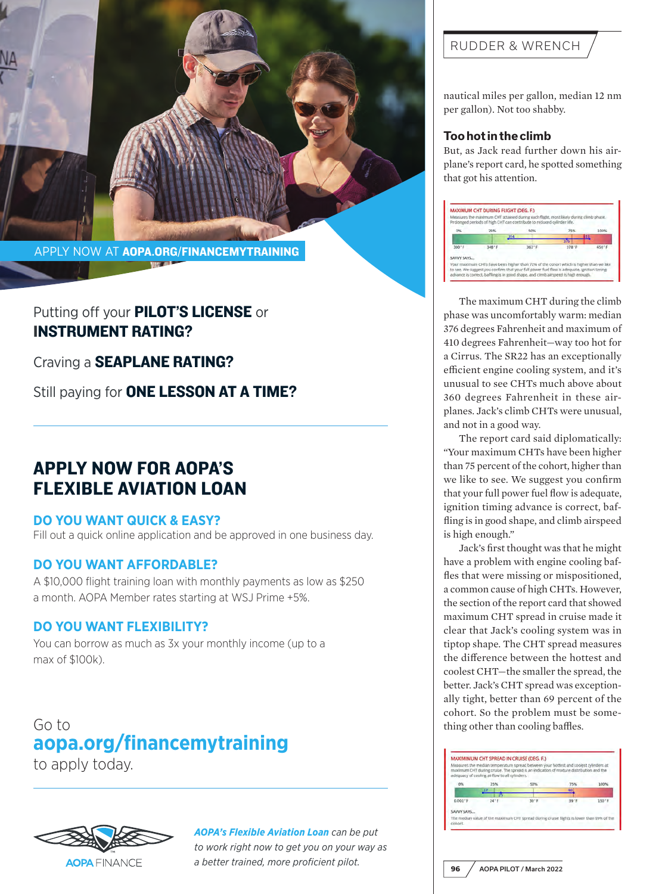APPLY NOW AT **AOPA.ORG/FINANCEMYTRAINING**

Putting off your **PILOT'S LICENSE** or **INSTRUMENT RATING?**

Craving a **SEAPLANE RATING?**

Still paying for **ONE LESSON AT A TIME?**

## APPLY NOW FOR AOPA'S FLEXIBLE AVIATION LOAN

### DO YOU WANT QUICK & EASY?

Fill out a quick online application and be approved in one business day.

### DO YOU WANT AFFORDABLE?

A $10,000 flight training loan with monthly payments as low as $250 a month. AOPA Member rates starting at WSJ Prime +5%.

### DO YOU WANT FLEXIBILITY?

You can borrow as much as 3x your monthly income (up to a max of $100k).

Go to
**aopa.org/financemytraining**
to apply today.

AOPA FINANCE

***AOPA's Flexible Aviation Loan*** *can be put to work right now to get you on your way as a better trained, more proficient pilot.*

---

nautical miles per gallon, median 12 nm per gallon). Not too shabby.

### Too hot in the climb

But, as Jack read further down his airplane's report card, he spotted something that got his attention.

MAXIMUM CHT DURING FLIGHT (DEG. F)
Measures the maximum CHT attained during each flight, most likely during climb phase. Prolonged periods of high CHT can contribute to reduced cylinder life.
0% 25% 50% 75% 100%
354 376 410
300°F 348°F 363°F 378°F 450°F
SAVVY SAYS...
Your maximum CHTs have been higher than 72% of the cohort which is higher than we like to see. We suggest you confirm that your full power fuel flow is adequate, ignition timing advance is correct, baffling is in good shape, and climb airspeed is high enough.

The maximum CHT during the climb phase was uncomfortably warm: median 376 degrees Fahrenheit and maximum of 410 degrees Fahrenheit—way too hot for a Cirrus. The SR22 has an exceptionally efficient engine cooling system, and it's unusual to see CHTs much above about 360 degrees Fahrenheit in these airplanes. Jack's climb CHTs were unusual, and not in a good way.

The report card said diplomatically: "Your maximum CHTs have been higher than 75 percent of the cohort, higher than we like to see. We suggest you confirm that your full power fuel flow is adequate, ignition timing advance is correct, baffling is in good shape, and climb airspeed is high enough."

Jack's first thought was that he might have a problem with engine cooling baffles that were missing or mispositioned, a common cause of high CHTs. However, the section of the report card that showed maximum CHT spread in cruise made it clear that Jack's cooling system was in tiptop shape. The CHT spread measures the difference between the hottest and coolest CHT—the smaller the spread, the better. Jack's CHT spread was exceptionally tight, better than 69 percent of the cohort. So the problem must be something other than cooling baffles.

MAXIMUM CHT SPREAD IN CRUISE (DEG. F)
Measures the median temperature spread between your hottest and coolest cylinders at maximum CHT during cruise. The spread is an indication of mixture distribution and the adequacy of cooling airflow to all cylinders.
0% 25% 50% 75% 100%
17 25 40
0.001°F 24°F 31°F 39°F 150°F
SAVVY SAYS...
The median value of the maximum CHT spread during cruise flights is lower than 69% of the cohort.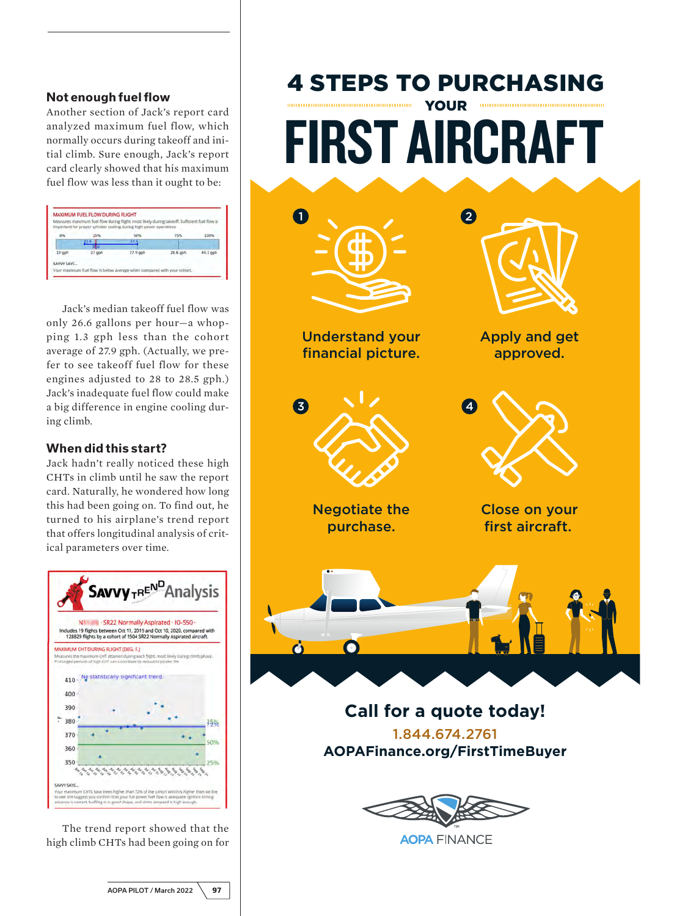### Not enough fuel flow

Another section of Jack's report card analyzed maximum fuel flow, which normally occurs during takeoff and initial climb. Sure enough, Jack's report card clearly showed that his maximum fuel flow was less than it ought to be:

MAXIMUM FUEL FLOW DURING FLIGHT
Measures maximum fuel flow during flight, most likely during takeoff. Sufficient fuel flow is important for proper cylinder cooling during high power operations
0% 25% 50% 75% 100%
21.9 27.5
26.6
10 gph 27 gph 27.9 gph 28.6 gph 44.1 gph
SAVVY SAYS...
Your maximum fuel flow is below average when compared with your cohort.

Jack's median takeoff fuel flow was only 26.6 gallons per hour—a whopping 1.3 gph less than the cohort average of 27.9 gph. (Actually, we prefer to see takeoff fuel flow for these engines adjusted to 28 to 28.5 gph.) Jack's inadequate fuel flow could make a big difference in engine cooling during climb.

### When did this start?

Jack hadn't really noticed these high CHTs in climb until he saw the report card. Naturally, he wondered how long this had been going on. To find out, he turned to his airplane's trend report that offers longitudinal analysis of critical parameters over time.

Savvy TREND Analysis
N▮▮▮▮ · SR22 Normally Aspirated · IO-550 ·
Includes 19 flights between Oct 11, 2019 and Oct 10, 2020, compared with 128829 flights by a cohort of 1504 SR22 Normally Aspirated aircraft.
MAXIMUM CHT DURING FLIGHT (DEG. F.)
Measures the maximum CHT attained during each flight, most likely during climb phase. Prolonged periods of high CHT can contribute to reduced cylinder life.
No statistically significant trend.
410
400
390
380
370
360
350
75%
72%
50%
25%
SAVVY SAYS...
Your maximum CHTs have been higher than 72% of the cohort which is higher than we like to see. We suggest you confirm that your full power fuel flow is adequate, ignition timing advance is correct, baffling is in good shape, and climb airspeed is high enough.

The trend report showed that the high climb CHTs had been going on for

# 4 STEPS TO PURCHASING YOUR FIRST AIRCRAFT

1. Understand your financial picture.
2. Apply and get approved.
3. Negotiate the purchase.
4. Close on your first aircraft.

**Call for a quote today!**
1.844.674.2761
AOPAFinance.org/FirstTimeBuyer

AOPA FINANCE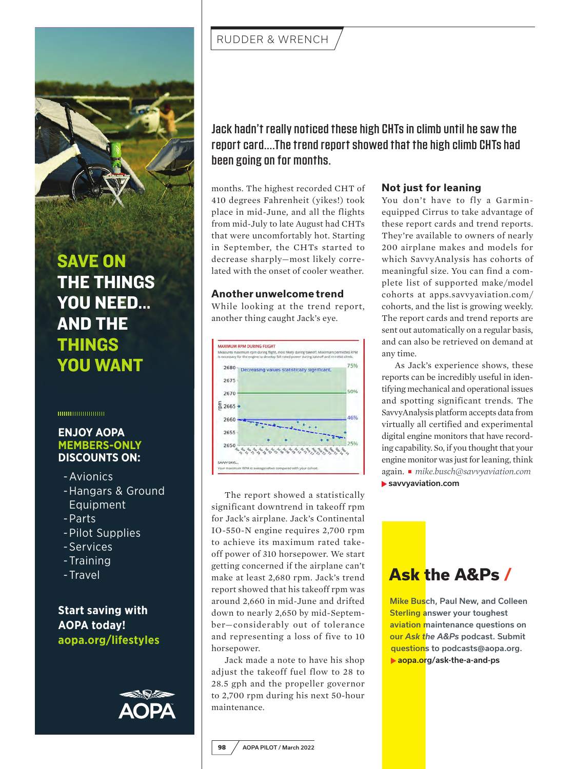**Jack hadn't really noticed these high CHTs in climb until he saw the report card....The trend report showed that the high climb CHTs had been going on for months.**

months. The highest recorded CHT of 410 degrees Fahrenheit (yikes!) took place in mid-June, and all the flights from mid-July to late August had CHTs that were uncomfortably hot. Starting in September, the CHTs started to decrease sharply—most likely correlated with the onset of cooler weather.

### Another unwelcome trend

While looking at the trend report, another thing caught Jack's eye.

MAXIMUM RPM DURING FLIGHT

Measures maximum rpm during flight, most likely during takeoff. Maximum permitted RPM is necessary for the engine to develop full rated power during takeoff and in initial climb.

Decreasing values statistically significant.

rpm

2680
2675
2670
2665
2660
2655
2650

75%
50%
46%
25%

SAVVY SAYS...

Your maximum RPM is average when compared with your cohort.

The report showed a statistically significant downtrend in takeoff rpm for Jack's airplane. Jack's Continental IO-550-N engine requires 2,700 rpm to achieve its maximum rated takeoff power of 310 horsepower. We start getting concerned if the airplane can't make at least 2,680 rpm. Jack's trend report showed that his takeoff rpm was around 2,660 in mid-June and drifted down to nearly 2,650 by mid-September—considerably out of tolerance and representing a loss of five to 10 horsepower.

Jack made a note to have his shop adjust the takeoff fuel flow to 28 to 28.5 gph and the propeller governor to 2,700 rpm during his next 50-hour maintenance.

### Not just for leaning

You don't have to fly a Garmin-equipped Cirrus to take advantage of these report cards and trend reports. They're available to owners of nearly 200 airplane makes and models for which SavvyAnalysis has cohorts of meaningful size. You can find a complete list of supported make/model cohorts at apps.savvyaviation.com/cohorts, and the list is growing weekly. The report cards and trend reports are sent out automatically on a regular basis, and can also be retrieved on demand at any time.

As Jack's experience shows, these reports can be incredibly useful in identifying mechanical and operational issues and spotting significant trends. The SavvyAnalysis platform accepts data from virtually all certified and experimental digital engine monitors that have recording capability. So, if you thought that your engine monitor was just for leaning, think again. ■ *mike.busch@savvyaviation.com*

▶ **savvyaviation.com**

## Ask the A&Ps /

**Mike Busch, Paul New, and Colleen Sterling answer your toughest aviation maintenance questions on our *Ask the A&Ps* podcast. Submit questions to podcasts@aopa.org.**

▶ **aopa.org/ask-the-a-and-ps**

**SAVE ON THE THINGS YOU NEED... AND THE THINGS YOU WANT**

**ENJOY AOPA MEMBERS-ONLY DISCOUNTS ON:**

- Avionics
- Hangars & Ground Equipment
- Parts
- Pilot Supplies
- Services
- Training
- Travel

**Start saving with AOPA today!**
**aopa.org/lifestyles**

AOPA